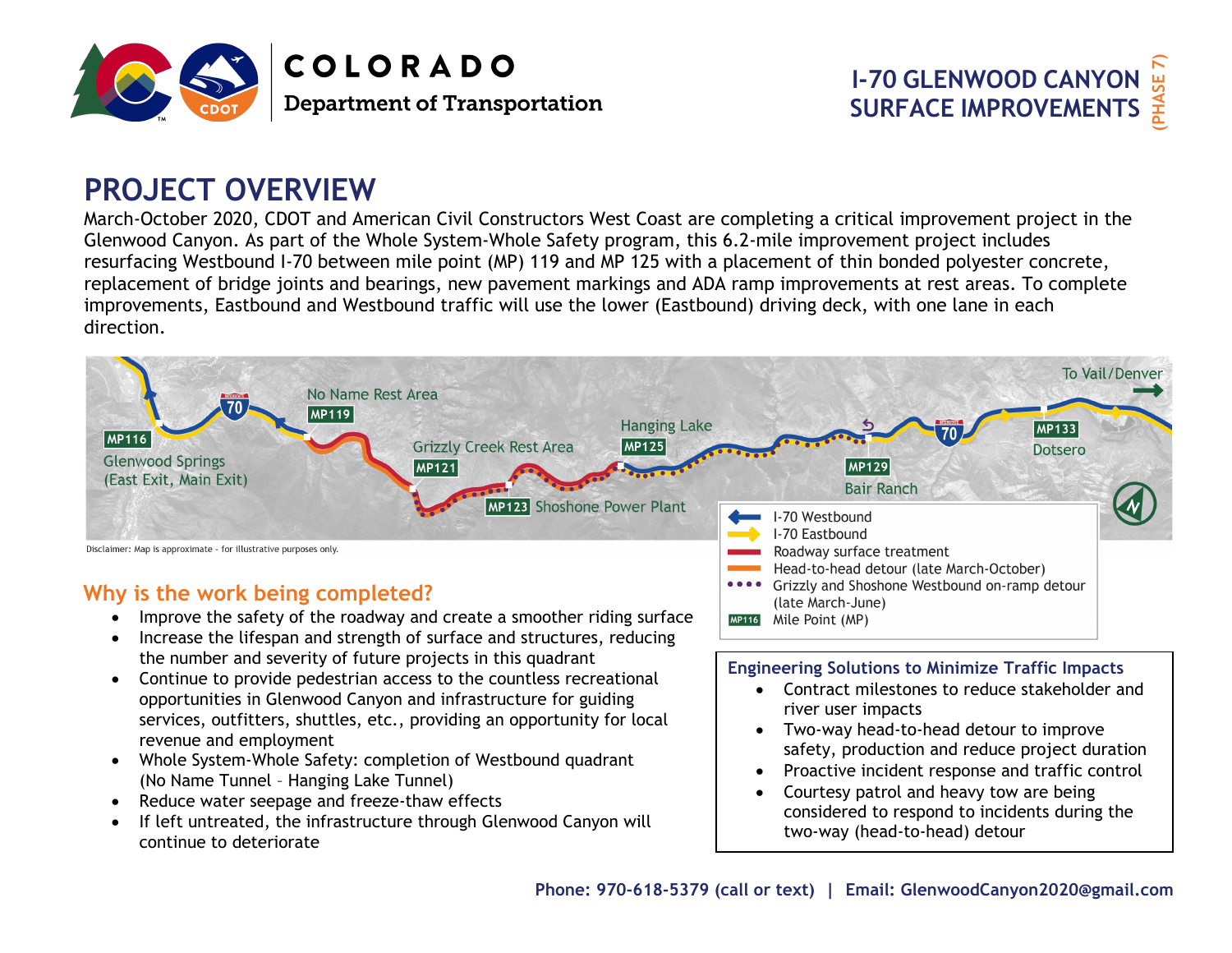# COLORADO
Department of Transportation

## I-70 GLENWOOD CANYON SURFACE IMPROVEMENTS (PHASE 7)

## PROJECT OVERVIEW

March-October 2020, CDOT and American Civil Constructors West Coast are completing a critical improvement project in the Glenwood Canyon. As part of the Whole System-Whole Safety program, this 6.2-mile improvement project includes resurfacing Westbound I-70 between mile point (MP) 119 and MP 125 with a placement of thin bonded polyester concrete, replacement of bridge joints and bearings, new pavement markings and ADA ramp improvements at rest areas. To complete improvements, Eastbound and Westbound traffic will use the lower (Eastbound) driving deck, with one lane in each direction.

MP116 Glenwood Springs (East Exit, Main Exit) | MP119 No Name Rest Area | MP121 Grizzly Creek Rest Area | MP123 Shoshone Power Plant | MP125 Hanging Lake | MP129 Bair Ranch | MP133 Dotsero | To Vail/Denver

- I-70 Westbound
- I-70 Eastbound
- Roadway surface treatment
- Head-to-head detour (late March-October)
- Grizzly and Shoshone Westbound on-ramp detour (late March-June)
- MP116 Mile Point (MP)

Disclaimer: Map is approximate - for illustrative purposes only.

### Why is the work being completed?

- Improve the safety of the roadway and create a smoother riding surface
- Increase the lifespan and strength of surface and structures, reducing the number and severity of future projects in this quadrant
- Continue to provide pedestrian access to the countless recreational opportunities in Glenwood Canyon and infrastructure for guiding services, outfitters, shuttles, etc., providing an opportunity for local revenue and employment
- Whole System-Whole Safety: completion of Westbound quadrant (No Name Tunnel – Hanging Lake Tunnel)
- Reduce water seepage and freeze-thaw effects
- If left untreated, the infrastructure through Glenwood Canyon will continue to deteriorate

### Engineering Solutions to Minimize Traffic Impacts

- Contract milestones to reduce stakeholder and river user impacts
- Two-way head-to-head detour to improve safety, production and reduce project duration
- Proactive incident response and traffic control
- Courtesy patrol and heavy tow are being considered to respond to incidents during the two-way (head-to-head) detour

**Phone: 970-618-5379 (call or text) | Email: GlenwoodCanyon2020@gmail.com**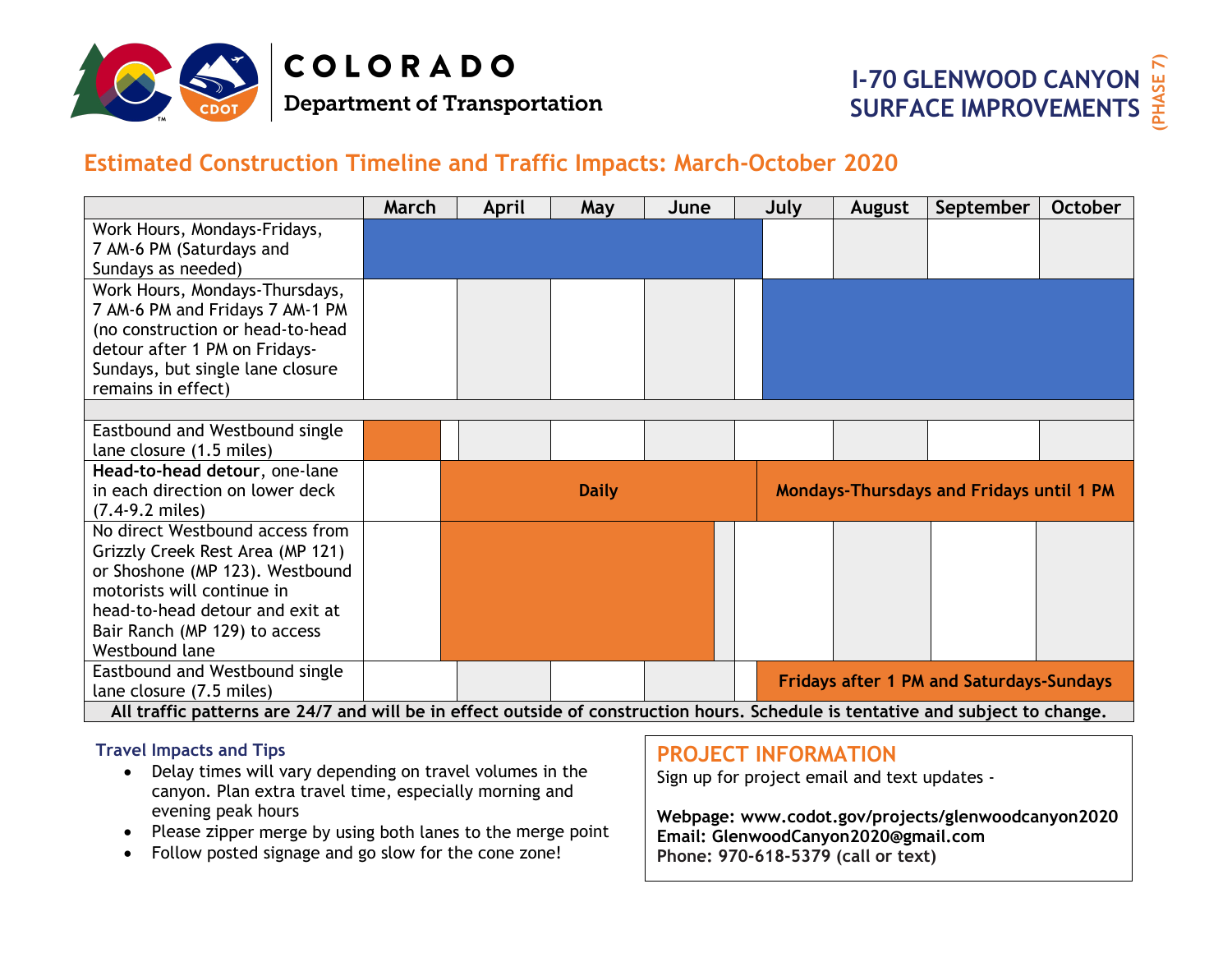# COLORADO Department of Transportation

## I-70 GLENWOOD CANYON SURFACE IMPROVEMENTS (PHASE 7)

## Estimated Construction Timeline and Traffic Impacts: March-October 2020

| | March | April | May | June | July | August | September | October |
|---|---|---|---|---|---|---|---|---|
| Work Hours, Mondays-Fridays, 7 AM-6 PM (Saturdays and Sundays as needed) | | | | | | | | |
| Work Hours, Mondays-Thursdays, 7 AM-6 PM and Fridays 7 AM-1 PM (no construction or head-to-head detour after 1 PM on Fridays-Sundays, but single lane closure remains in effect) | | | | | | | | |
| | | | | | | | | |
| Eastbound and Westbound single lane closure (1.5 miles) | | | | | | | | |
| **Head-to-head detour**, one-lane in each direction on lower deck (7.4-9.2 miles) | | | Daily | | | Mondays-Thursdays and Fridays until 1 PM | | |
| No direct Westbound access from Grizzly Creek Rest Area (MP 121) or Shoshone (MP 123). Westbound motorists will continue in head-to-head detour and exit at Bair Ranch (MP 129) to access Westbound lane | | | | | | | | |
| Eastbound and Westbound single lane closure (7.5 miles) | | | | | | Fridays after 1 PM and Saturdays-Sundays | | |

**All traffic patterns are 24/7 and will be in effect outside of construction hours. Schedule is tentative and subject to change.**

### Travel Impacts and Tips

- Delay times will vary depending on travel volumes in the canyon. Plan extra travel time, especially morning and evening peak hours
- Please zipper merge by using both lanes to the merge point
- Follow posted signage and go slow for the cone zone!

### PROJECT INFORMATION

Sign up for project email and text updates -

**Webpage: www.codot.gov/projects/glenwoodcanyon2020**
**Email: GlenwoodCanyon2020@gmail.com**
**Phone: 970-618-5379** (call or text)